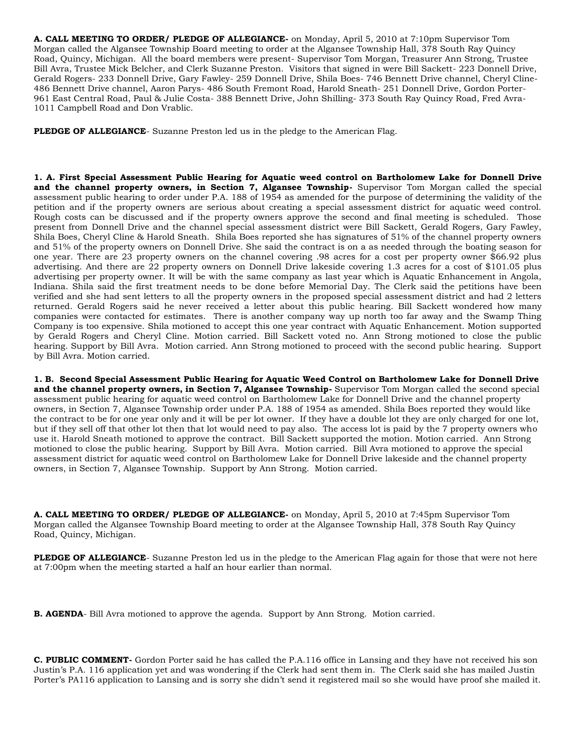**A. CALL MEETING TO ORDER/ PLEDGE OF ALLEGIANCE-** on Monday, April 5, 2010 at 7:10pm Supervisor Tom Morgan called the Algansee Township Board meeting to order at the Algansee Township Hall, 378 South Ray Quincy Road, Quincy, Michigan. All the board members were present- Supervisor Tom Morgan, Treasurer Ann Strong, Trustee Bill Avra, Trustee Mick Belcher, and Clerk Suzanne Preston. Visitors that signed in were Bill Sackett- 223 Donnell Drive, Gerald Rogers- 233 Donnell Drive, Gary Fawley- 259 Donnell Drive, Shila Boes- 746 Bennett Drive channel, Cheryl Cline- 486 Bennett Drive channel, Aaron Parys- 486 South Fremont Road, Harold Sneath- 251 Donnell Drive, Gordon Porter- 961 East Central Road, Paul & Julie Costa- 388 Bennett Drive, John Shilling- 373 South Ray Quincy Road, Fred Avra- 1011 Campbell Road and Don Vrablic.

**PLEDGE OF ALLEGIANCE**- Suzanne Preston led us in the pledge to the American Flag.

**1. A. First Special Assessment Public Hearing for Aquatic weed control on Bartholomew Lake for Donnell Drive and the channel property owners, in Section 7, Algansee Township-** Supervisor Tom Morgan called the special assessment public hearing to order under P.A. 188 of 1954 as amended for the purpose of determining the validity of the petition and if the property owners are serious about creating a special assessment district for aquatic weed control. Rough costs can be discussed and if the property owners approve the second and final meeting is scheduled. Those present from Donnell Drive and the channel special assessment district were Bill Sackett, Gerald Rogers, Gary Fawley, Shila Boes, Cheryl Cline & Harold Sneath. Shila Boes reported she has signatures of 51% of the channel property owners and 51% of the property owners on Donnell Drive. She said the contract is on a as needed through the boating season for one year. There are 23 property owners on the channel covering .98 acres for a cost per property owner $66.92 plus advertising. And there are 22 property owners on Donnell Drive lakeside covering 1.3 acres for a cost of $101.05 plus advertising per property owner. It will be with the same company as last year which is Aquatic Enhancement in Angola, Indiana. Shila said the first treatment needs to be done before Memorial Day. The Clerk said the petitions have been verified and she had sent letters to all the property owners in the proposed special assessment district and had 2 letters returned. Gerald Rogers said he never received a letter about this public hearing. Bill Sackett wondered how many companies were contacted for estimates. There is another company way up north too far away and the Swamp Thing Company is too expensive. Shila motioned to accept this one year contract with Aquatic Enhancement. Motion supported by Gerald Rogers and Cheryl Cline. Motion carried. Bill Sackett voted no. Ann Strong motioned to close the public hearing. Support by Bill Avra. Motion carried. Ann Strong motioned to proceed with the second public hearing. Support by Bill Avra. Motion carried.

**1. B. Second Special Assessment Public Hearing for Aquatic Weed Control on Bartholomew Lake for Donnell Drive and the channel property owners, in Section 7, Algansee Township-** Supervisor Tom Morgan called the second special assessment public hearing for aquatic weed control on Bartholomew Lake for Donnell Drive and the channel property owners, in Section 7, Algansee Township order under P.A. 188 of 1954 as amended. Shila Boes reported they would like the contract to be for one year only and it will be per lot owner. If they have a double lot they are only charged for one lot, but if they sell off that other lot then that lot would need to pay also. The access lot is paid by the 7 property owners who use it. Harold Sneath motioned to approve the contract. Bill Sackett supported the motion. Motion carried. Ann Strong motioned to close the public hearing. Support by Bill Avra. Motion carried. Bill Avra motioned to approve the special assessment district for aquatic weed control on Bartholomew Lake for Donnell Drive lakeside and the channel property owners, in Section 7, Algansee Township. Support by Ann Strong. Motion carried.

**A. CALL MEETING TO ORDER/ PLEDGE OF ALLEGIANCE-** on Monday, April 5, 2010 at 7:45pm Supervisor Tom Morgan called the Algansee Township Board meeting to order at the Algansee Township Hall, 378 South Ray Quincy Road, Quincy, Michigan.

**PLEDGE OF ALLEGIANCE**- Suzanne Preston led us in the pledge to the American Flag again for those that were not here at 7:00pm when the meeting started a half an hour earlier than normal.

**B. AGENDA**- Bill Avra motioned to approve the agenda. Support by Ann Strong. Motion carried.

**C. PUBLIC COMMENT-** Gordon Porter said he has called the P.A.116 office in Lansing and they have not received his son Justin's P.A. 116 application yet and was wondering if the Clerk had sent them in. The Clerk said she has mailed Justin Porter's PA116 application to Lansing and is sorry she didn't send it registered mail so she would have proof she mailed it.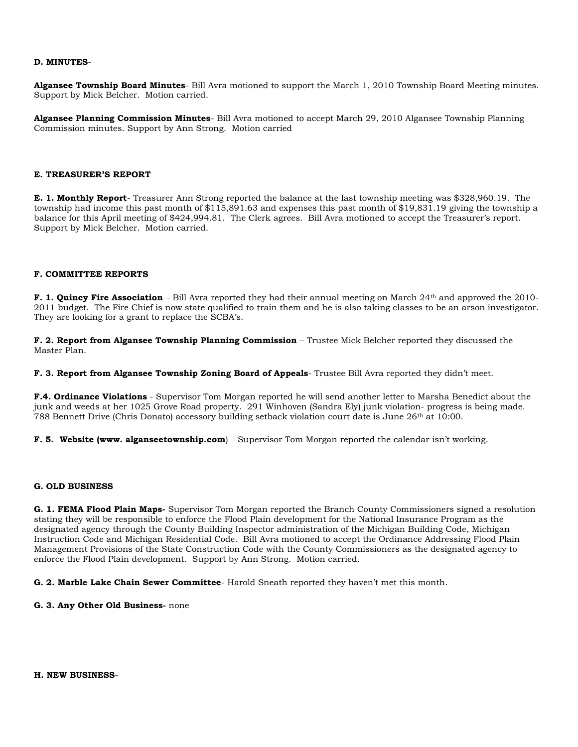**D. MINUTES**-

**Algansee Township Board Minutes**- Bill Avra motioned to support the March 1, 2010 Township Board Meeting minutes. Support by Mick Belcher. Motion carried.

**Algansee Planning Commission Minutes**- Bill Avra motioned to accept March 29, 2010 Algansee Township Planning Commission minutes. Support by Ann Strong. Motion carried

**E. TREASURER'S REPORT**

**E. 1. Monthly Report**- Treasurer Ann Strong reported the balance at the last township meeting was $328,960.19. The township had income this past month of $115,891.63 and expenses this past month of $19,831.19 giving the township a balance for this April meeting of $424,994.81. The Clerk agrees. Bill Avra motioned to accept the Treasurer's report. Support by Mick Belcher. Motion carried.

**F. COMMITTEE REPORTS**

**F. 1. Quincy Fire Association** – Bill Avra reported they had their annual meeting on March 24th and approved the 2010-2011 budget. The Fire Chief is now state qualified to train them and he is also taking classes to be an arson investigator. They are looking for a grant to replace the SCBA's.

**F. 2. Report from Algansee Township Planning Commission** – Trustee Mick Belcher reported they discussed the Master Plan.

**F. 3. Report from Algansee Township Zoning Board of Appeals**- Trustee Bill Avra reported they didn't meet.

**F.4. Ordinance Violations** - Supervisor Tom Morgan reported he will send another letter to Marsha Benedict about the junk and weeds at her 1025 Grove Road property. 291 Winhoven (Sandra Ely) junk violation- progress is being made. 788 Bennett Drive (Chris Donato) accessory building setback violation court date is June 26th at 10:00.

**F. 5. Website (www. alganseetownship.com**) – Supervisor Tom Morgan reported the calendar isn't working.

**G. OLD BUSINESS**

**G. 1. FEMA Flood Plain Maps-** Supervisor Tom Morgan reported the Branch County Commissioners signed a resolution stating they will be responsible to enforce the Flood Plain development for the National Insurance Program as the designated agency through the County Building Inspector administration of the Michigan Building Code, Michigan Instruction Code and Michigan Residential Code. Bill Avra motioned to accept the Ordinance Addressing Flood Plain Management Provisions of the State Construction Code with the County Commissioners as the designated agency to enforce the Flood Plain development. Support by Ann Strong. Motion carried.

**G. 2. Marble Lake Chain Sewer Committee**- Harold Sneath reported they haven't met this month.

**G. 3. Any Other Old Business-** none

**H. NEW BUSINESS**-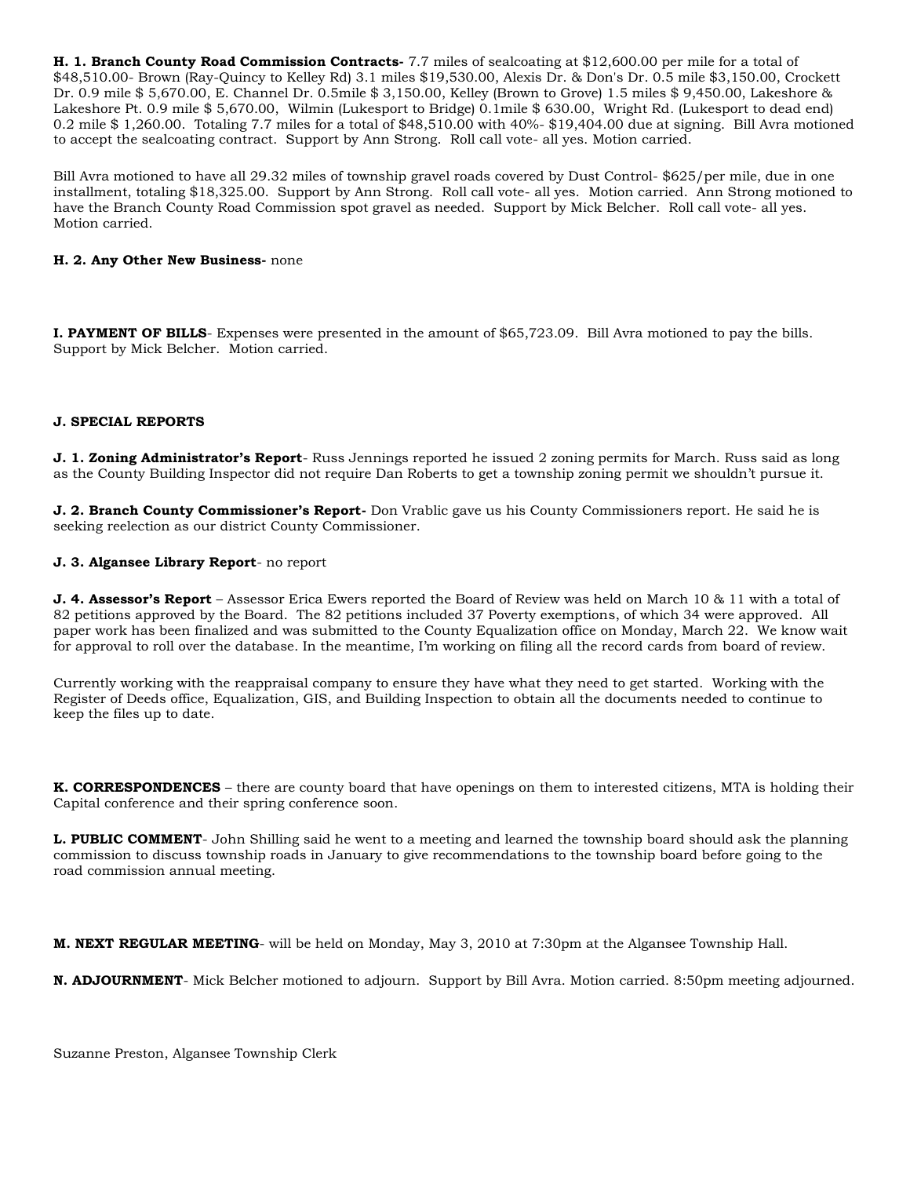**H. 1. Branch County Road Commission Contracts-** 7.7 miles of sealcoating at $12,600.00 per mile for a total of $48,510.00- Brown (Ray-Quincy to Kelley Rd) 3.1 miles $19,530.00, Alexis Dr. & Don's Dr. 0.5 mile $3,150.00, Crockett Dr. 0.9 mile $ 5,670.00, E. Channel Dr. 0.5mile $ 3,150.00, Kelley (Brown to Grove) 1.5 miles $ 9,450.00, Lakeshore & Lakeshore Pt. 0.9 mile $ 5,670.00, Wilmin (Lukesport to Bridge) 0.1mile $ 630.00, Wright Rd. (Lukesport to dead end) 0.2 mile $ 1,260.00. Totaling 7.7 miles for a total of $48,510.00 with 40%- $19,404.00 due at signing. Bill Avra motioned to accept the sealcoating contract. Support by Ann Strong. Roll call vote- all yes. Motion carried.

Bill Avra motioned to have all 29.32 miles of township gravel roads covered by Dust Control- $625/per mile, due in one installment, totaling $18,325.00. Support by Ann Strong. Roll call vote- all yes. Motion carried. Ann Strong motioned to have the Branch County Road Commission spot gravel as needed. Support by Mick Belcher. Roll call vote- all yes. Motion carried.

**H. 2. Any Other New Business-** none

**I. PAYMENT OF BILLS**- Expenses were presented in the amount of $65,723.09. Bill Avra motioned to pay the bills. Support by Mick Belcher. Motion carried.

**J. SPECIAL REPORTS**

**J. 1. Zoning Administrator's Report**- Russ Jennings reported he issued 2 zoning permits for March. Russ said as long as the County Building Inspector did not require Dan Roberts to get a township zoning permit we shouldn't pursue it.

**J. 2. Branch County Commissioner's Report-** Don Vrablic gave us his County Commissioners report. He said he is seeking reelection as our district County Commissioner.

**J. 3. Algansee Library Report**- no report

**J. 4. Assessor's Report** – Assessor Erica Ewers reported the Board of Review was held on March 10 & 11 with a total of 82 petitions approved by the Board. The 82 petitions included 37 Poverty exemptions, of which 34 were approved. All paper work has been finalized and was submitted to the County Equalization office on Monday, March 22. We know wait for approval to roll over the database. In the meantime, I'm working on filing all the record cards from board of review.

Currently working with the reappraisal company to ensure they have what they need to get started. Working with the Register of Deeds office, Equalization, GIS, and Building Inspection to obtain all the documents needed to continue to keep the files up to date.

**K. CORRESPONDENCES** – there are county board that have openings on them to interested citizens, MTA is holding their Capital conference and their spring conference soon.

**L. PUBLIC COMMENT**- John Shilling said he went to a meeting and learned the township board should ask the planning commission to discuss township roads in January to give recommendations to the township board before going to the road commission annual meeting.

**M. NEXT REGULAR MEETING**- will be held on Monday, May 3, 2010 at 7:30pm at the Algansee Township Hall.

**N. ADJOURNMENT**- Mick Belcher motioned to adjourn. Support by Bill Avra. Motion carried. 8:50pm meeting adjourned.

Suzanne Preston, Algansee Township Clerk